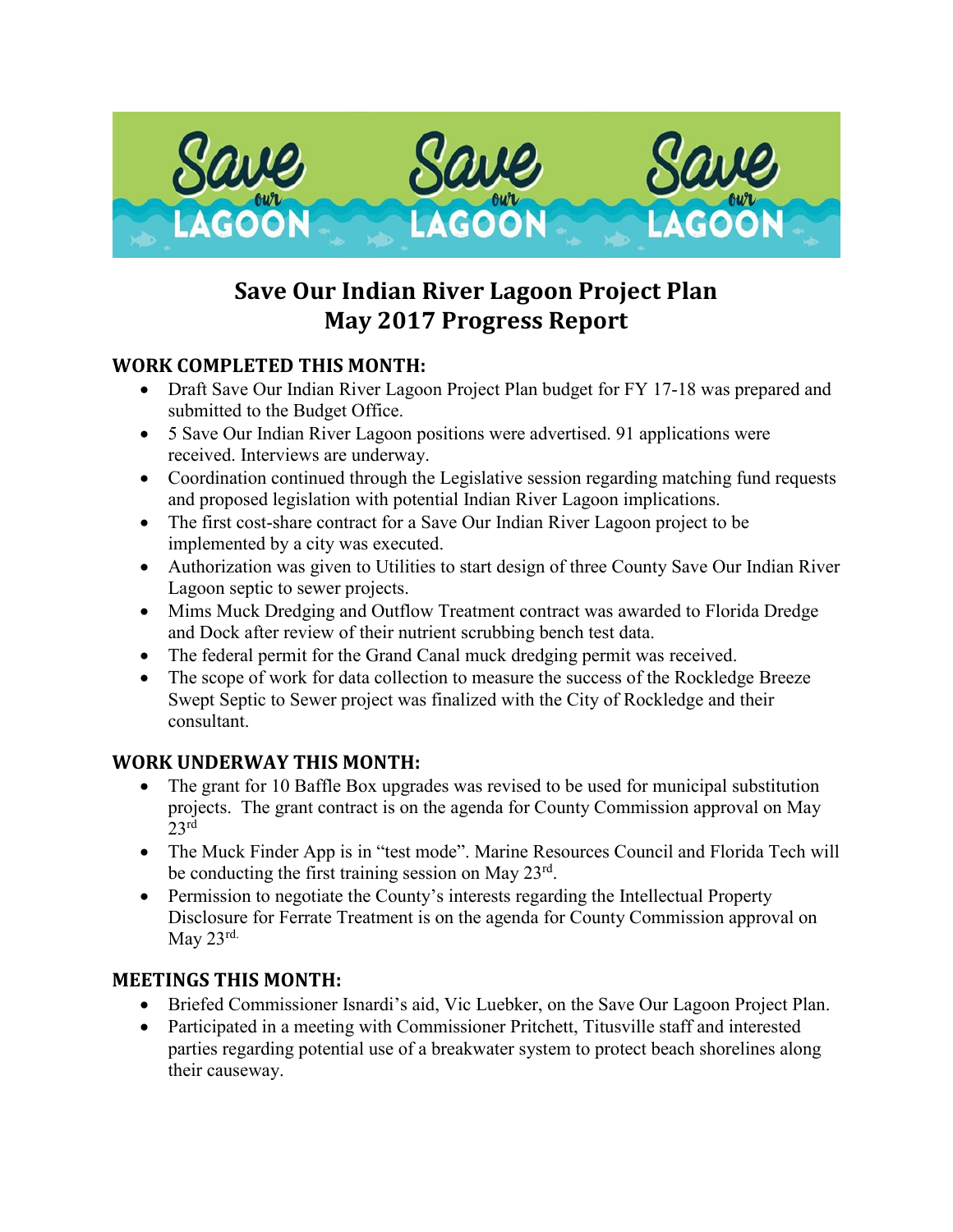# Save Our Indian River Lagoon Project Plan
# May 2017 Progress Report

## WORK COMPLETED THIS MONTH:

- Draft Save Our Indian River Lagoon Project Plan budget for FY 17-18 was prepared and submitted to the Budget Office.
- 5 Save Our Indian River Lagoon positions were advertised. 91 applications were received. Interviews are underway.
- Coordination continued through the Legislative session regarding matching fund requests and proposed legislation with potential Indian River Lagoon implications.
- The first cost-share contract for a Save Our Indian River Lagoon project to be implemented by a city was executed.
- Authorization was given to Utilities to start design of three County Save Our Indian River Lagoon septic to sewer projects.
- Mims Muck Dredging and Outflow Treatment contract was awarded to Florida Dredge and Dock after review of their nutrient scrubbing bench test data.
- The federal permit for the Grand Canal muck dredging permit was received.
- The scope of work for data collection to measure the success of the Rockledge Breeze Swept Septic to Sewer project was finalized with the City of Rockledge and their consultant.

## WORK UNDERWAY THIS MONTH:

- The grant for 10 Baffle Box upgrades was revised to be used for municipal substitution projects. The grant contract is on the agenda for County Commission approval on May 23rd
- The Muck Finder App is in "test mode". Marine Resources Council and Florida Tech will be conducting the first training session on May 23rd.
- Permission to negotiate the County's interests regarding the Intellectual Property Disclosure for Ferrate Treatment is on the agenda for County Commission approval on May 23rd.

## MEETINGS THIS MONTH:

- Briefed Commissioner Isnardi's aid, Vic Luebker, on the Save Our Lagoon Project Plan.
- Participated in a meeting with Commissioner Pritchett, Titusville staff and interested parties regarding potential use of a breakwater system to protect beach shorelines along their causeway.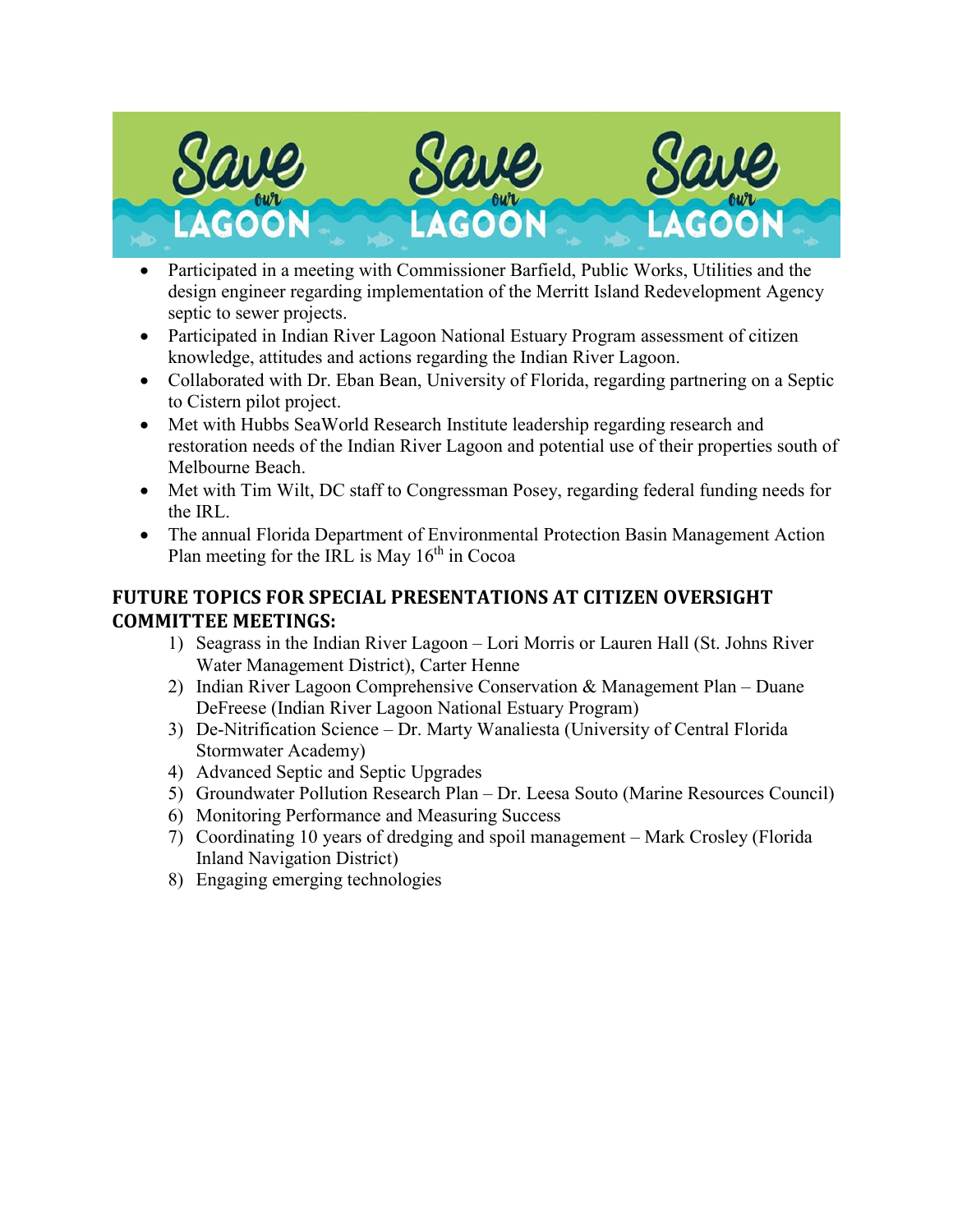- Participated in a meeting with Commissioner Barfield, Public Works, Utilities and the design engineer regarding implementation of the Merritt Island Redevelopment Agency septic to sewer projects.
- Participated in Indian River Lagoon National Estuary Program assessment of citizen knowledge, attitudes and actions regarding the Indian River Lagoon.
- Collaborated with Dr. Eban Bean, University of Florida, regarding partnering on a Septic to Cistern pilot project.
- Met with Hubbs SeaWorld Research Institute leadership regarding research and restoration needs of the Indian River Lagoon and potential use of their properties south of Melbourne Beach.
- Met with Tim Wilt, DC staff to Congressman Posey, regarding federal funding needs for the IRL.
- The annual Florida Department of Environmental Protection Basin Management Action Plan meeting for the IRL is May 16th in Cocoa

## FUTURE TOPICS FOR SPECIAL PRESENTATIONS AT CITIZEN OVERSIGHT COMMITTEE MEETINGS:

1) Seagrass in the Indian River Lagoon – Lori Morris or Lauren Hall (St. Johns River Water Management District), Carter Henne
2) Indian River Lagoon Comprehensive Conservation & Management Plan – Duane DeFreese (Indian River Lagoon National Estuary Program)
3) De-Nitrification Science – Dr. Marty Wanaliesta (University of Central Florida Stormwater Academy)
4) Advanced Septic and Septic Upgrades
5) Groundwater Pollution Research Plan – Dr. Leesa Souto (Marine Resources Council)
6) Monitoring Performance and Measuring Success
7) Coordinating 10 years of dredging and spoil management – Mark Crosley (Florida Inland Navigation District)
8) Engaging emerging technologies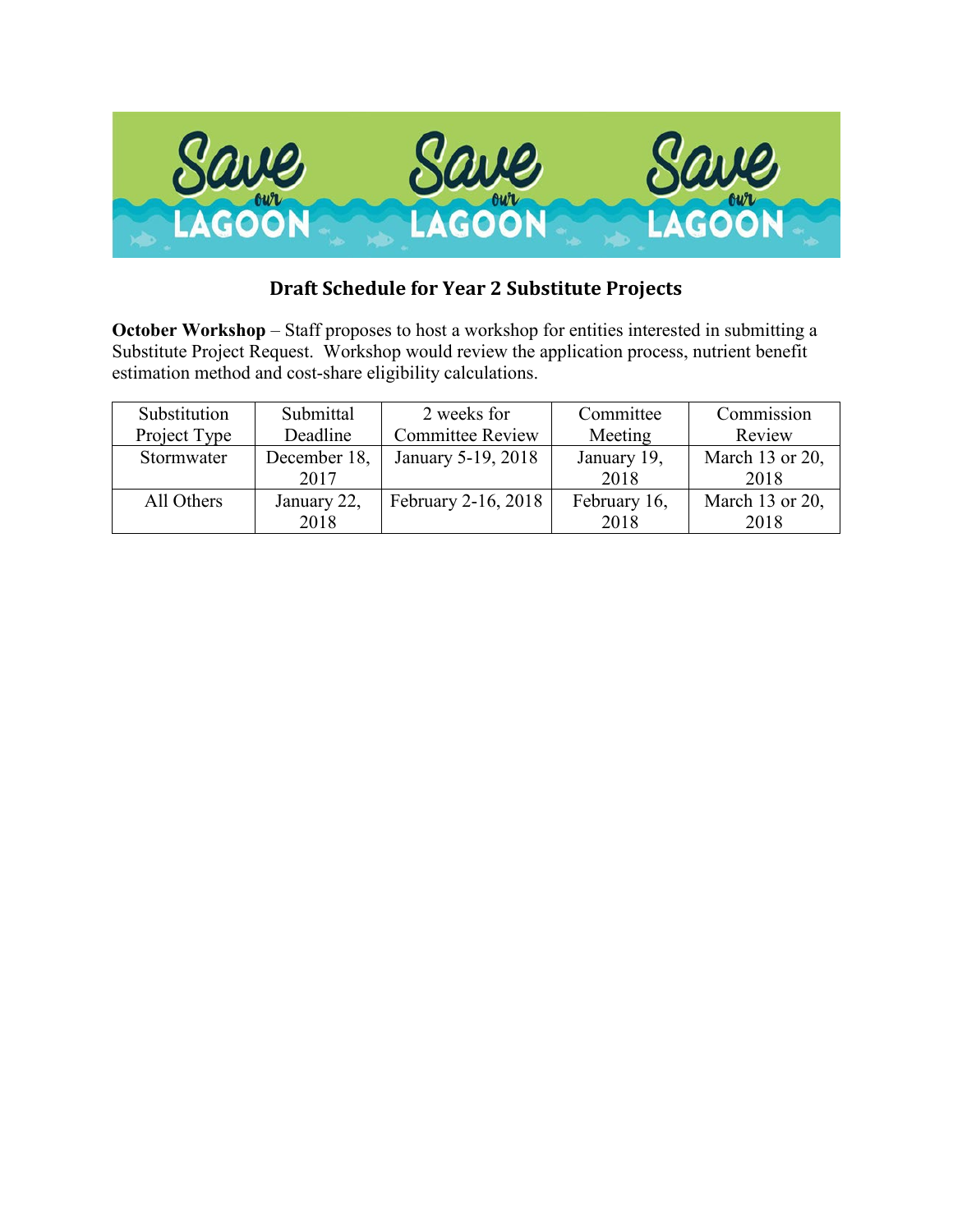## Draft Schedule for Year 2 Substitute Projects

**October Workshop** – Staff proposes to host a workshop for entities interested in submitting a Substitute Project Request. Workshop would review the application process, nutrient benefit estimation method and cost-share eligibility calculations.

| Substitution Project Type | Submittal Deadline | 2 weeks for Committee Review | Committee Meeting | Commission Review |
|---|---|---|---|---|
| Stormwater | December 18, 2017 | January 5-19, 2018 | January 19, 2018 | March 13 or 20, 2018 |
| All Others | January 22, 2018 | February 2-16, 2018 | February 16, 2018 | March 13 or 20, 2018 |